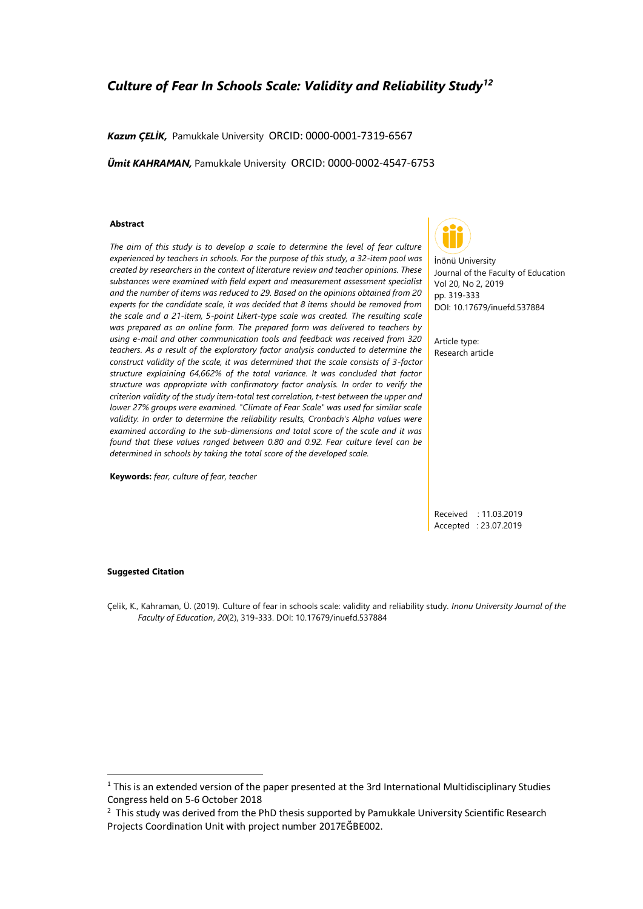# Culture of Fear In Schools Scale: Validity and Reliability Study[1,2]

***Kazım ÇELİK,*** Pamukkale University ORCID: 0000-0001-7319-6567

***Ümit KAHRAMAN,*** Pamukkale University ORCID: 0000-0002-4547-6753

İnönü University
Journal of the Faculty of Education
Vol 20, No 2, 2019
pp. 319-333
DOI: 10.17679/inuefd.537884

Article type:
Research article

Received : 11.03.2019
Accepted : 23.07.2019

**Abstract**

*The aim of this study is to develop a scale to determine the level of fear culture experienced by teachers in schools. For the purpose of this study, a 32-item pool was created by researchers in the context of literature review and teacher opinions. These substances were examined with field expert and measurement assessment specialist and the number of items was reduced to 29. Based on the opinions obtained from 20 experts for the candidate scale, it was decided that 8 items should be removed from the scale and a 21-item, 5-point Likert-type scale was created. The resulting scale was prepared as an online form. The prepared form was delivered to teachers by using e-mail and other communication tools and feedback was received from 320 teachers. As a result of the exploratory factor analysis conducted to determine the construct validity of the scale, it was determined that the scale consists of 3-factor structure explaining 64,662% of the total variance. It was concluded that factor structure was appropriate with confirmatory factor analysis. In order to verify the criterion validity of the study item-total test correlation, t-test between the upper and lower 27% groups were examined. "Climate of Fear Scale" was used for similar scale validity. In order to determine the reliability results, Cronbach's Alpha values were examined according to the sub-dimensions and total score of the scale and it was found that these values ranged between 0.80 and 0.92. Fear culture level can be determined in schools by taking the total score of the developed scale.*

**Keywords:** *fear, culture of fear, teacher*

**Suggested Citation**

Çelik, K., Kahraman, Ü. (2019). Culture of fear in schools scale: validity and reliability study. *Inonu University Journal of the Faculty of Education*, *20*(2), 319-333. DOI: 10.17679/inuefd.537884

---

[1] This is an extended version of the paper presented at the 3rd International Multidisciplinary Studies Congress held on 5-6 October 2018

[2] This study was derived from the PhD thesis supported by Pamukkale University Scientific Research Projects Coordination Unit with project number 2017EĞBE002.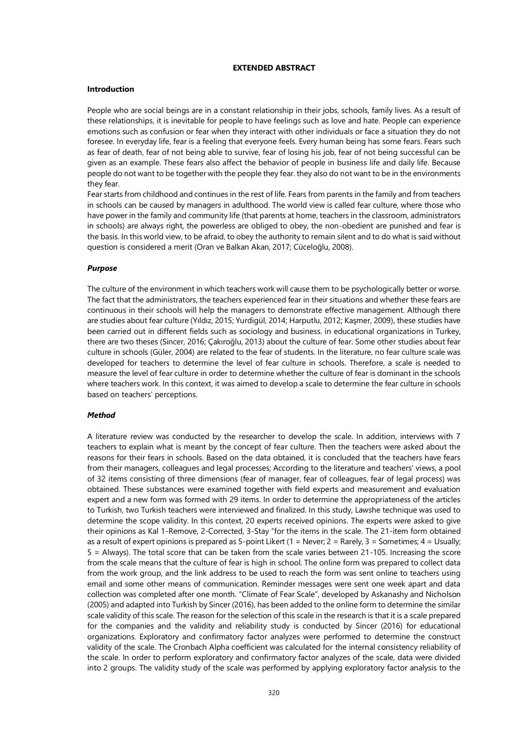**EXTENDED ABSTRACT**

**Introduction**

People who are social beings are in a constant relationship in their jobs, schools, family lives. As a result of these relationships, it is inevitable for people to have feelings such as love and hate. People can experience emotions such as confusion or fear when they interact with other individuals or face a situation they do not foresee. In everyday life, fear is a feeling that everyone feels. Every human being has some fears. Fears such as fear of death, fear of not being able to survive, fear of losing his job, fear of not being successful can be given as an example. These fears also affect the behavior of people in business life and daily life. Because people do not want to be together with the people they fear. they also do not want to be in the environments they fear.

Fear starts from childhood and continues in the rest of life. Fears from parents in the family and from teachers in schools can be caused by managers in adulthood. The world view is called fear culture, where those who have power in the family and community life (that parents at home, teachers in the classroom, administrators in schools) are always right, the powerless are obliged to obey, the non-obedient are punished and fear is the basis. In this world view, to be afraid, to obey the authority to remain silent and to do what is said without question is considered a merit (Oran ve Balkan Akan, 2017; Cüceloğlu, 2008).

***Purpose***

The culture of the environment in which teachers work will cause them to be psychologically better or worse. The fact that the administrators, the teachers experienced fear in their situations and whether these fears are continuous in their schools will help the managers to demonstrate effective management. Although there are studies about fear culture (Yıldız, 2015; Yurdigül, 2014; Harputlu, 2012; Kaşmer, 2009), these studies have been carried out in different fields such as sociology and business. in educational organizations in Turkey, there are two theses (Sincer, 2016; Çakıroğlu, 2013) about the culture of fear. Some other studies about fear culture in schools (Güler, 2004) are related to the fear of students. In the literature, no fear culture scale was developed for teachers to determine the level of fear culture in schools. Therefore, a scale is needed to measure the level of fear culture in order to determine whether the culture of fear is dominant in the schools where teachers work. In this context, it was aimed to develop a scale to determine the fear culture in schools based on teachers' perceptions.

***Method***

A literature review was conducted by the researcher to develop the scale. In addition, interviews with 7 teachers to explain what is meant by the concept of fear culture. Then the teachers were asked about the reasons for their fears in schools. Based on the data obtained, it is concluded that the teachers have fears from their managers, colleagues and legal processes; According to the literature and teachers' views, a pool of 32 items consisting of three dimensions (fear of manager, fear of colleagues, fear of legal process) was obtained. These substances were examined together with field experts and measurement and evaluation expert and a new form was formed with 29 items. In order to determine the appropriateness of the articles to Turkish, two Turkish teachers were interviewed and finalized. In this study, Lawshe technique was used to determine the scope validity. In this context, 20 experts received opinions. The experts were asked to give their opinions as Kal 1-Remove, 2-Corrected, 3-Stay "for the items in the scale. The 21-item form obtained as a result of expert opinions is prepared as 5-point Likert (1 = Never; 2 = Rarely, 3 = Sometimes; 4 = Usually; 5 = Always). The total score that can be taken from the scale varies between 21-105. Increasing the score from the scale means that the culture of fear is high in school. The online form was prepared to collect data from the work group, and the link address to be used to reach the form was sent online to teachers using email and some other means of communication. Reminder messages were sent one week apart and data collection was completed after one month. "Climate of Fear Scale", developed by Askanashy and Nicholson (2005) and adapted into Turkish by Sincer (2016), has been added to the online form to determine the similar scale validity of this scale. The reason for the selection of this scale in the research is that it is a scale prepared for the companies and the validity and reliability study is conducted by Sincer (2016) for educational organizations. Exploratory and confirmatory factor analyzes were performed to determine the construct validity of the scale. The Cronbach Alpha coefficient was calculated for the internal consistency reliability of the scale. In order to perform exploratory and confirmatory factor analyzes of the scale, data were divided into 2 groups. The validity study of the scale was performed by applying exploratory factor analysis to the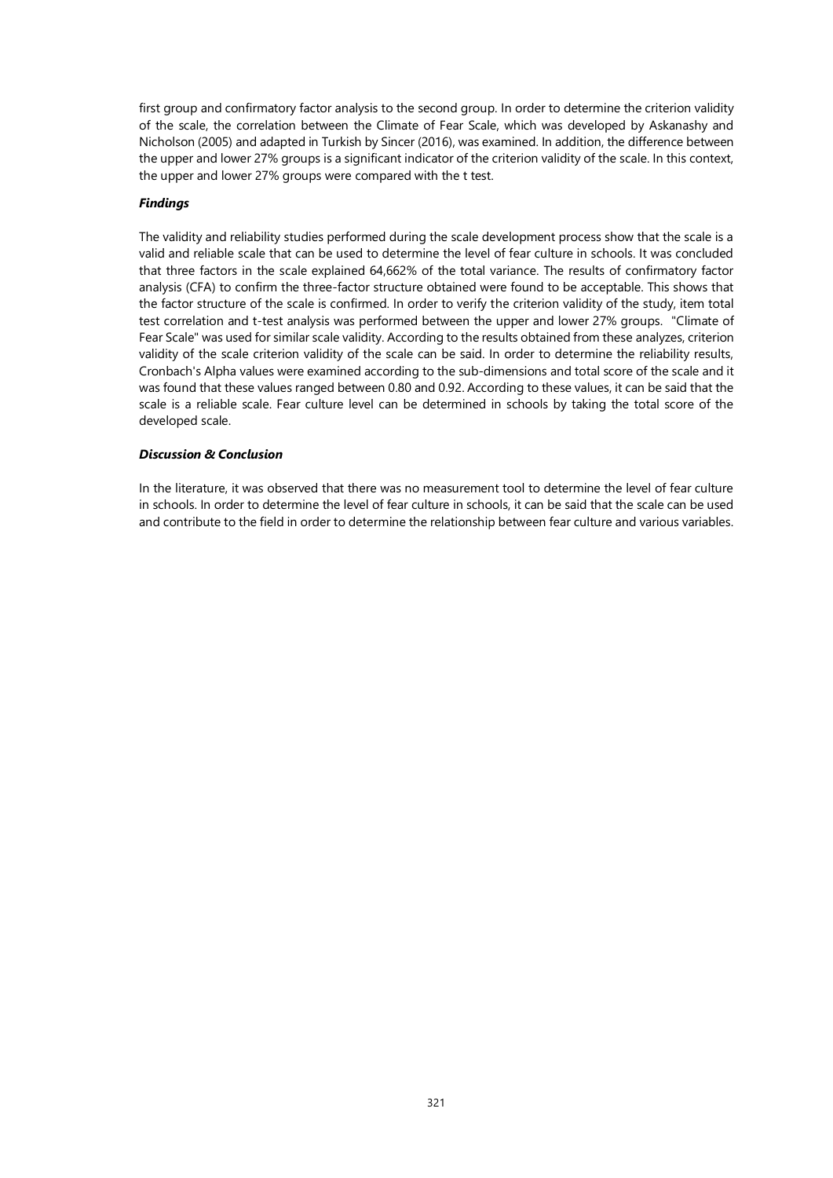first group and confirmatory factor analysis to the second group. In order to determine the criterion validity of the scale, the correlation between the Climate of Fear Scale, which was developed by Askanashy and Nicholson (2005) and adapted in Turkish by Sincer (2016), was examined. In addition, the difference between the upper and lower 27% groups is a significant indicator of the criterion validity of the scale. In this context, the upper and lower 27% groups were compared with the t test.

***Findings***

The validity and reliability studies performed during the scale development process show that the scale is a valid and reliable scale that can be used to determine the level of fear culture in schools. It was concluded that three factors in the scale explained 64,662% of the total variance. The results of confirmatory factor analysis (CFA) to confirm the three-factor structure obtained were found to be acceptable. This shows that the factor structure of the scale is confirmed. In order to verify the criterion validity of the study, item total test correlation and t-test analysis was performed between the upper and lower 27% groups. "Climate of Fear Scale" was used for similar scale validity. According to the results obtained from these analyzes, criterion validity of the scale criterion validity of the scale can be said. In order to determine the reliability results, Cronbach's Alpha values were examined according to the sub-dimensions and total score of the scale and it was found that these values ranged between 0.80 and 0.92. According to these values, it can be said that the scale is a reliable scale. Fear culture level can be determined in schools by taking the total score of the developed scale.

***Discussion & Conclusion***

In the literature, it was observed that there was no measurement tool to determine the level of fear culture in schools. In order to determine the level of fear culture in schools, it can be said that the scale can be used and contribute to the field in order to determine the relationship between fear culture and various variables.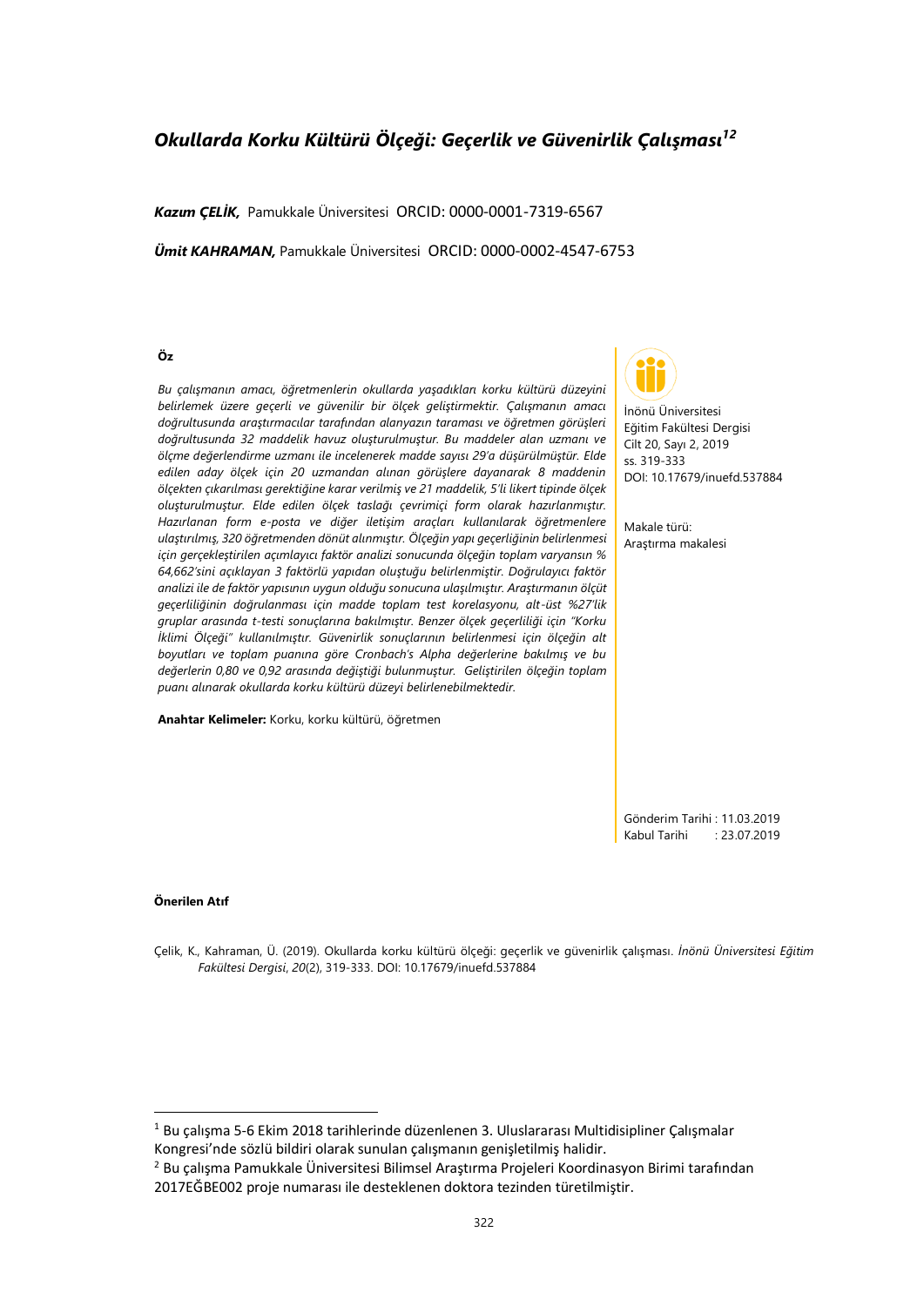# *Okullarda Korku Kültürü Ölçeği: Geçerlik ve Güvenirlik Çalışması*[1,2]

***Kazım ÇELİK,*** Pamukkale Üniversitesi ORCID: 0000-0001-7319-6567

***Ümit KAHRAMAN,*** Pamukkale Üniversitesi ORCID: 0000-0002-4547-6753

**Öz**

*Bu çalışmanın amacı, öğretmenlerin okullarda yaşadıkları korku kültürü düzeyini belirlemek üzere geçerli ve güvenilir bir ölçek geliştirmektir. Çalışmanın amacı doğrultusunda araştırmacılar tarafından alanyazın taraması ve öğretmen görüşleri doğrultusunda 32 maddelik havuz oluşturulmuştur. Bu maddeler alan uzmanı ve ölçme değerlendirme uzmanı ile incelenerek madde sayısı 29'a düşürülmüştür. Elde edilen aday ölçek için 20 uzmandan alınan görüşlere dayanarak 8 maddenin ölçekten çıkarılması gerektiğine karar verilmiş ve 21 maddelik, 5'li likert tipinde ölçek oluşturulmuştur. Elde edilen ölçek taslağı çevrimiçi form olarak hazırlanmıştır. Hazırlanan form e-posta ve diğer iletişim araçları kullanılarak öğretmenlere ulaştırılmış, 320 öğretmenden dönüt alınmıştır. Ölçeğin yapı geçerliğinin belirlenmesi için gerçekleştirilen açımlayıcı faktör analizi sonucunda ölçeğin toplam varyansın % 64,662'sini açıklayan 3 faktörlü yapıdan oluştuğu belirlenmiştir. Doğrulayıcı faktör analizi ile de faktör yapısının uygun olduğu sonucuna ulaşılmıştır. Araştırmanın ölçüt geçerliliğinin doğrulanması için madde toplam test korelasyonu, alt-üst %27'lik gruplar arasında t-testi sonuçlarına bakılmıştır. Benzer ölçek geçerliliği için "Korku İklimi Ölçeği" kullanılmıştır. Güvenirlik sonuçlarının belirlenmesi için ölçeğin alt boyutları ve toplam puanına göre Cronbach's Alpha değerlerine bakılmış ve bu değerlerin 0,80 ve 0,92 arasında değiştiği bulunmuştur. Geliştirilen ölçeğin toplam puanı alınarak okullarda korku kültürü düzeyi belirlenebilmektedir.*

**Anahtar Kelimeler:** Korku, korku kültürü, öğretmen

İnönü Üniversitesi
Eğitim Fakültesi Dergisi
Cilt 20, Sayı 2, 2019
ss. 319-333
DOI: 10.17679/inuefd.537884

Makale türü:
Araştırma makalesi

Gönderim Tarihi : 11.03.2019
Kabul Tarihi : 23.07.2019

**Önerilen Atıf**

Çelik, K., Kahraman, Ü. (2019). Okullarda korku kültürü ölçeği: geçerlik ve güvenirlik çalışması. *İnönü Üniversitesi Eğitim Fakültesi Dergisi*, *20*(2), 319-333. DOI: 10.17679/inuefd.537884

---

[1] Bu çalışma 5-6 Ekim 2018 tarihlerinde düzenlenen 3. Uluslararası Multidisipliner Çalışmalar Kongresi'nde sözlü bildiri olarak sunulan çalışmanın genişletilmiş halidir.

[2] Bu çalışma Pamukkale Üniversitesi Bilimsel Araştırma Projeleri Koordinasyon Birimi tarafından 2017EĞBE002 proje numarası ile desteklenen doktora tezinden türetilmiştir.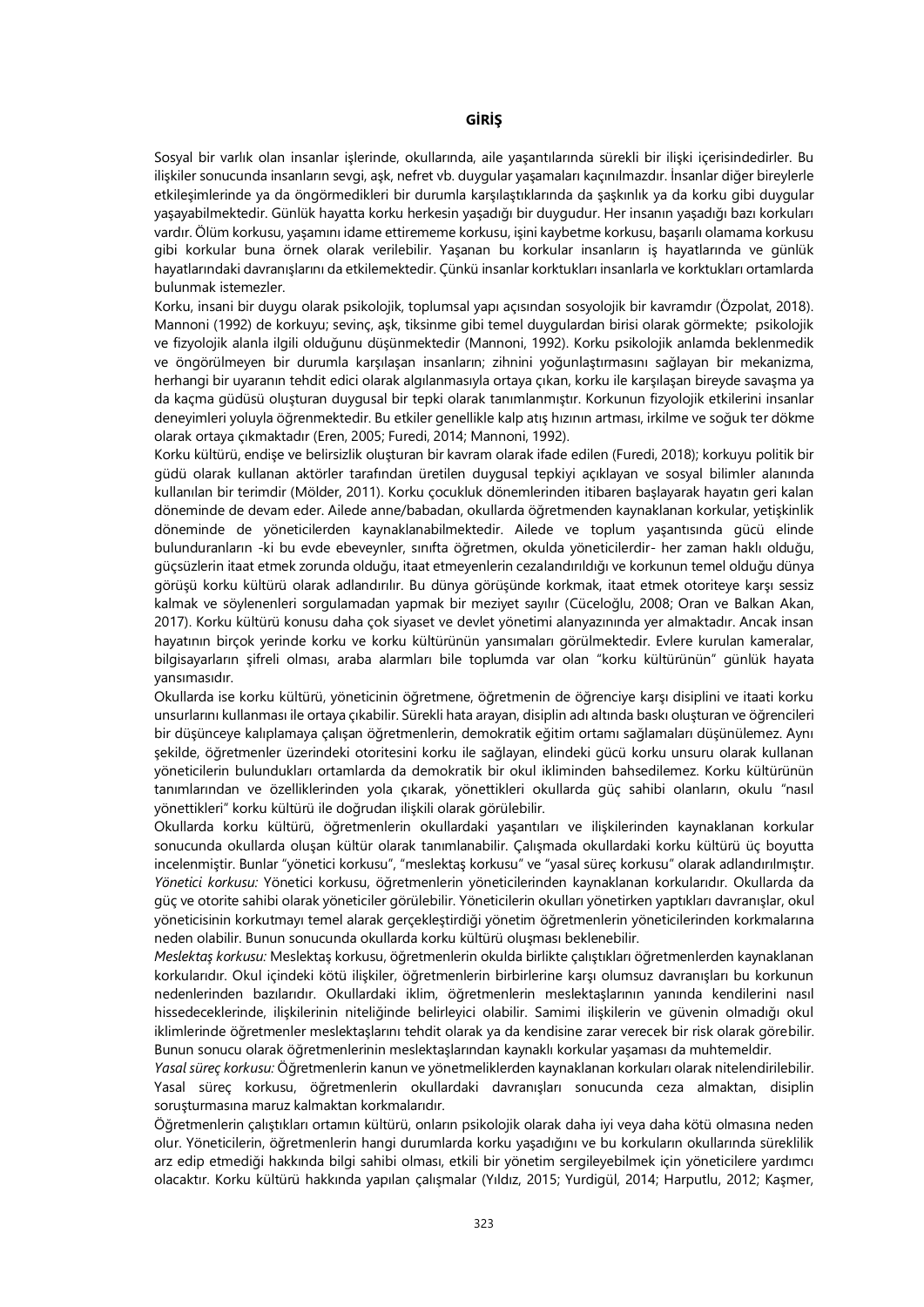## GİRİŞ

Sosyal bir varlık olan insanlar işlerinde, okullarında, aile yaşantılarında sürekli bir ilişki içerisindedirler. Bu ilişkiler sonucunda insanların sevgi, aşk, nefret vb. duygular yaşamaları kaçınılmazdır. İnsanlar diğer bireylerle etkileşimlerinde ya da öngörmedikleri bir durumla karşılaştıklarında da şaşkınlık ya da korku gibi duygular yaşayabilmektedir. Günlük hayatta korku herkesin yaşadığı bir duygudur. Her insanın yaşadığı bazı korkuları vardır. Ölüm korkusu, yaşamını idame ettirememe korkusu, işini kaybetme korkusu, başarılı olamama korkusu gibi korkular buna örnek olarak verilebilir. Yaşanan bu korkular insanların iş hayatlarında ve günlük hayatlarındaki davranışlarını da etkilemektedir. Çünkü insanlar korktukları insanlarla ve korktukları ortamlarda bulunmak istemezler.

Korku, insani bir duygu olarak psikolojik, toplumsal yapı açısından sosyolojik bir kavramdır (Özpolat, 2018). Mannoni (1992) de korkuyu; sevinç, aşk, tiksinme gibi temel duygulardan birisi olarak görmekte; psikolojik ve fizyolojik alanla ilgili olduğunu düşünmektedir (Mannoni, 1992). Korku psikolojik anlamda beklenmedik ve öngörülmeyen bir durumla karşılaşan insanların; zihnini yoğunlaştırmasını sağlayan bir mekanizma, herhangi bir uyaranın tehdit edici olarak algılanmasıyla ortaya çıkan, korku ile karşılaşan bireyde savaşma ya da kaçma güdüsü oluşturan duygusal bir tepki olarak tanımlanmıştır. Korkunun fizyolojik etkilerini insanlar deneyimleri yoluyla öğrenmektedir. Bu etkiler genellikle kalp atış hızının artması, irkilme ve soğuk ter dökme olarak ortaya çıkmaktadır (Eren, 2005; Furedi, 2014; Mannoni, 1992).

Korku kültürü, endişe ve belirsizlik oluşturan bir kavram olarak ifade edilen (Furedi, 2018); korkuyu politik bir güdü olarak kullanan aktörler tarafından üretilen duygusal tepkiyi açıklayan ve sosyal bilimler alanında kullanılan bir terimdir (Mölder, 2011). Korku çocukluk dönemlerinden itibaren başlayarak hayatın geri kalan döneminde de devam eder. Ailede anne/babadan, okullarda öğretmenden kaynaklanan korkular, yetişkinlik döneminde de yöneticilerden kaynaklanabilmektedir. Ailede ve toplum yaşantısında gücü elinde bulunduranların -ki bu evde ebeveynler, sınıfta öğretmen, okulda yöneticilerdir- her zaman haklı olduğu, güçsüzlerin itaat etmek zorunda olduğu, itaat etmeyenlerin cezalandırıldığı ve korkunun temel olduğu dünya görüşü korku kültürü olarak adlandırılır. Bu dünya görüşünde korkmak, itaat etmek otoriteye karşı sessiz kalmak ve söylenenleri sorgulamadan yapmak bir meziyet sayılır (Cüceloğlu, 2008; Oran ve Balkan Akan, 2017). Korku kültürü konusu daha çok siyaset ve devlet yönetimi alanyazınında yer almaktadır. Ancak insan hayatının birçok yerinde korku ve korku kültürünün yansımaları görülmektedir. Evlere kurulan kameralar, bilgisayarların şifreli olması, araba alarmları bile toplumda var olan "korku kültürünün" günlük hayata yansımasıdır.

Okullarda ise korku kültürü, yöneticinin öğretmene, öğretmenin de öğrenciye karşı disiplini ve itaati korku unsurlarını kullanması ile ortaya çıkabilir. Sürekli hata arayan, disiplin adı altında baskı oluşturan ve öğrencileri bir düşünceye kalıplamaya çalışan öğretmenlerin, demokratik eğitim ortamı sağlamaları düşünülemez. Aynı şekilde, öğretmenler üzerindeki otoritesini korku ile sağlayan, elindeki gücü korku unsuru olarak kullanan yöneticilerin bulundukları ortamlarda da demokratik bir okul ikliminden bahsedilemez. Korku kültürünün tanımlarından ve özelliklerinden yola çıkarak, yönettikleri okullarda güç sahibi olanların, okulu "nasıl yönettikleri" korku kültürü ile doğrudan ilişkili olarak görülebilir.

Okullarda korku kültürü, öğretmenlerin okullardaki yaşantıları ve ilişkilerinden kaynaklanan korkular sonucunda okullarda oluşan kültür olarak tanımlanabilir. Çalışmada okullardaki korku kültürü üç boyutta incelenmiştir. Bunlar "yönetici korkusu", "meslektaş korkusu" ve "yasal süreç korkusu" olarak adlandırılmıştır. *Yönetici korkusu:* Yönetici korkusu, öğretmenlerin yöneticilerinden kaynaklanan korkularıdır. Okullarda da güç ve otorite sahibi olarak yöneticiler görülebilir. Yöneticilerin okulları yönetirken yaptıkları davranışlar, okul yöneticisinin korkutmayı temel alarak gerçekleştirdiği yönetim öğretmenlerin yöneticilerinden korkmalarına neden olabilir. Bunun sonucunda okullarda korku kültürü oluşması beklenebilir.

*Meslektaş korkusu:* Meslektaş korkusu, öğretmenlerin okulda birlikte çalıştıkları öğretmenlerden kaynaklanan korkularıdır. Okul içindeki kötü ilişkiler, öğretmenlerin birbirlerine karşı olumsuz davranışları bu korkunun nedenlerinden bazılarıdır. Okullardaki iklim, öğretmenlerin meslektaşlarının yanında kendilerini nasıl hissedeceklerinde, ilişkilerinin niteliğinde belirleyici olabilir. Samimi ilişkilerin ve güvenin olmadığı okul iklimlerinde öğretmenler meslektaşlarını tehdit olarak ya da kendisine zarar verecek bir risk olarak görebilir. Bunun sonucu olarak öğretmenlerinin meslektaşlarından kaynaklı korkular yaşaması da muhtemeldir.

*Yasal süreç korkusu:* Öğretmenlerin kanun ve yönetmeliklerden kaynaklanan korkuları olarak nitelendirilebilir. Yasal süreç korkusu, öğretmenlerin okullardaki davranışları sonucunda ceza almaktan, disiplin soruşturmasına maruz kalmaktan korkmalarıdır.

Öğretmenlerin çalıştıkları ortamın kültürü, onların psikolojik olarak daha iyi veya daha kötü olmasına neden olur. Yöneticilerin, öğretmenlerin hangi durumlarda korku yaşadığını ve bu korkuların okullarında süreklilik arz edip etmediği hakkında bilgi sahibi olması, etkili bir yönetim sergileyebilmek için yöneticilere yardımcı olacaktır. Korku kültürü hakkında yapılan çalışmalar (Yıldız, 2015; Yurdigül, 2014; Harputlu, 2012; Kaşmer,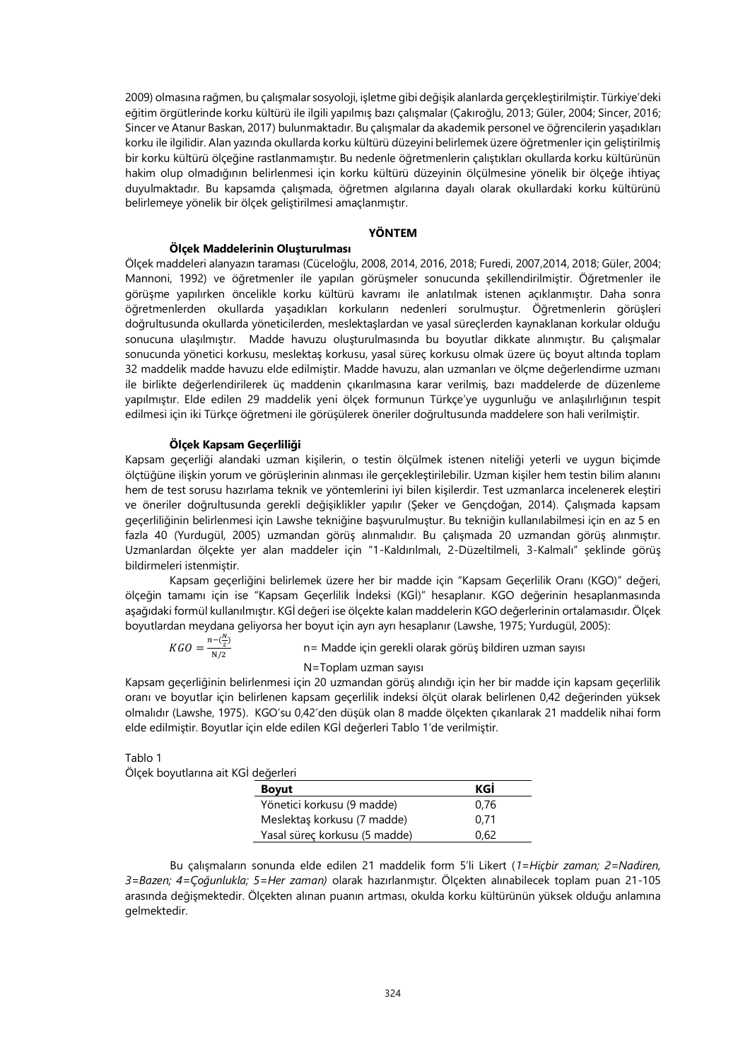2009) olmasına rağmen, bu çalışmalar sosyoloji, işletme gibi değişik alanlarda gerçekleştirilmiştir. Türkiye'deki eğitim örgütlerinde korku kültürü ile ilgili yapılmış bazı çalışmalar (Çakıroğlu, 2013; Güler, 2004; Sincer, 2016; Sincer ve Atanur Baskan, 2017) bulunmaktadır. Bu çalışmalar da akademik personel ve öğrencilerin yaşadıkları korku ile ilgilidir. Alan yazında okullarda korku kültürü düzeyini belirlemek üzere öğretmenler için geliştirilmiş bir korku kültürü ölçeğine rastlanmamıştır. Bu nedenle öğretmenlerin çalıştıkları okullarda korku kültürünün hakim olup olmadığının belirlenmesi için korku kültürü düzeyinin ölçülmesine yönelik bir ölçeğe ihtiyaç duyulmaktadır. Bu kapsamda çalışmada, öğretmen algılarına dayalı olarak okullardaki korku kültürünü belirlemeye yönelik bir ölçek geliştirilmesi amaçlanmıştır.

## YÖNTEM

### Ölçek Maddelerinin Oluşturulması

Ölçek maddeleri alanyazın taraması (Cüceloğlu, 2008, 2014, 2016, 2018; Furedi, 2007,2014, 2018; Güler, 2004; Mannoni, 1992) ve öğretmenler ile yapılan görüşmeler sonucunda şekillendirilmiştir. Öğretmenler ile görüşme yapılırken öncelikle korku kültürü kavramı ile anlatılmak istenen açıklanmıştır. Daha sonra öğretmenlerden okullarda yaşadıkları korkuların nedenleri sorulmuştur. Öğretmenlerin görüşleri doğrultusunda okullarda yöneticilerden, meslektaşlardan ve yasal süreçlerden kaynaklanan korkular olduğu sonucuna ulaşılmıştır. Madde havuzu oluşturulmasında bu boyutlar dikkate alınmıştır. Bu çalışmalar sonucunda yönetici korkusu, meslektaş korkusu, yasal süreç korkusu olmak üzere üç boyut altında toplam 32 maddelik madde havuzu elde edilmiştir. Madde havuzu, alan uzmanları ve ölçme değerlendirme uzmanı ile birlikte değerlendirilerek üç maddenin çıkarılmasına karar verilmiş, bazı maddelerde de düzenleme yapılmıştır. Elde edilen 29 maddelik yeni ölçek formunun Türkçe'ye uygunluğu ve anlaşılırlığının tespit edilmesi için iki Türkçe öğretmeni ile görüşülerek öneriler doğrultusunda maddelere son hali verilmiştir.

### Ölçek Kapsam Geçerliliği

Kapsam geçerliği alandaki uzman kişilerin, o testin ölçülmek istenen niteliği yeterli ve uygun biçimde ölçtüğüne ilişkin yorum ve görüşlerinin alınması ile gerçekleştirilebilir. Uzman kişiler hem testin bilim alanını hem de test sorusu hazırlama teknik ve yöntemlerini iyi bilen kişilerdir. Test uzmanlarca incelenerek eleştiri ve öneriler doğrultusunda gerekli değişiklikler yapılır (Şeker ve Gençdoğan, 2014). Çalışmada kapsam geçerliliğinin belirlenmesi için Lawshe tekniğine başvurulmuştur. Bu tekniğin kullanılabilmesi için en az 5 en fazla 40 (Yurdugül, 2005) uzmandan görüş alınmalıdır. Bu çalışmada 20 uzmandan görüş alınmıştır. Uzmanlardan ölçekte yer alan maddeler için "1-Kaldırılmalı, 2-Düzeltilmeli, 3-Kalmalı" şeklinde görüş bildirmeleri istenmiştir.

Kapsam geçerliğini belirlemek üzere her bir madde için "Kapsam Geçerlilik Oranı (KGO)" değeri, ölçeğin tamamı için ise "Kapsam Geçerlilik İndeksi (KGİ)" hesaplanır. KGO değerinin hesaplanmasında aşağıdaki formül kullanılmıştır. KGİ değeri ise ölçekte kalan maddelerin KGO değerlerinin ortalamasıdır. Ölçek boyutlardan meydana geliyorsa her boyut için ayrı ayrı hesaplanır (Lawshe, 1975; Yurdugül, 2005):

$$KGO = \frac{n-(\frac{N}{2})}{N/2}$$

n= Madde için gerekli olarak görüş bildiren uzman sayısı

N=Toplam uzman sayısı

Kapsam geçerliğinin belirlenmesi için 20 uzmandan görüş alındığı için her bir madde için kapsam geçerlilik oranı ve boyutlar için belirlenen kapsam geçerlilik indeksi ölçüt olarak belirlenen 0,42 değerinden yüksek olmalıdır (Lawshe, 1975). KGO'su 0,42'den düşük olan 8 madde ölçekten çıkarılarak 21 maddelik nihai form elde edilmiştir. Boyutlar için elde edilen KGİ değerleri Tablo 1'de verilmiştir.

Tablo 1
Ölçek boyutlarına ait KGİ değerleri

| **Boyut** | **KGİ** |
|---|---|
| Yönetici korkusu (9 madde) | 0,76 |
| Meslektaş korkusu (7 madde) | 0,71 |
| Yasal süreç korkusu (5 madde) | 0,62 |

Bu çalışmaların sonunda elde edilen 21 maddelik form 5'li Likert (*1=Hiçbir zaman; 2=Nadiren, 3=Bazen; 4=Çoğunlukla; 5=Her zaman)* olarak hazırlanmıştır. Ölçekten alınabilecek toplam puan 21-105 arasında değişmektedir. Ölçekten alınan puanın artması, okulda korku kültürünün yüksek olduğu anlamına gelmektedir.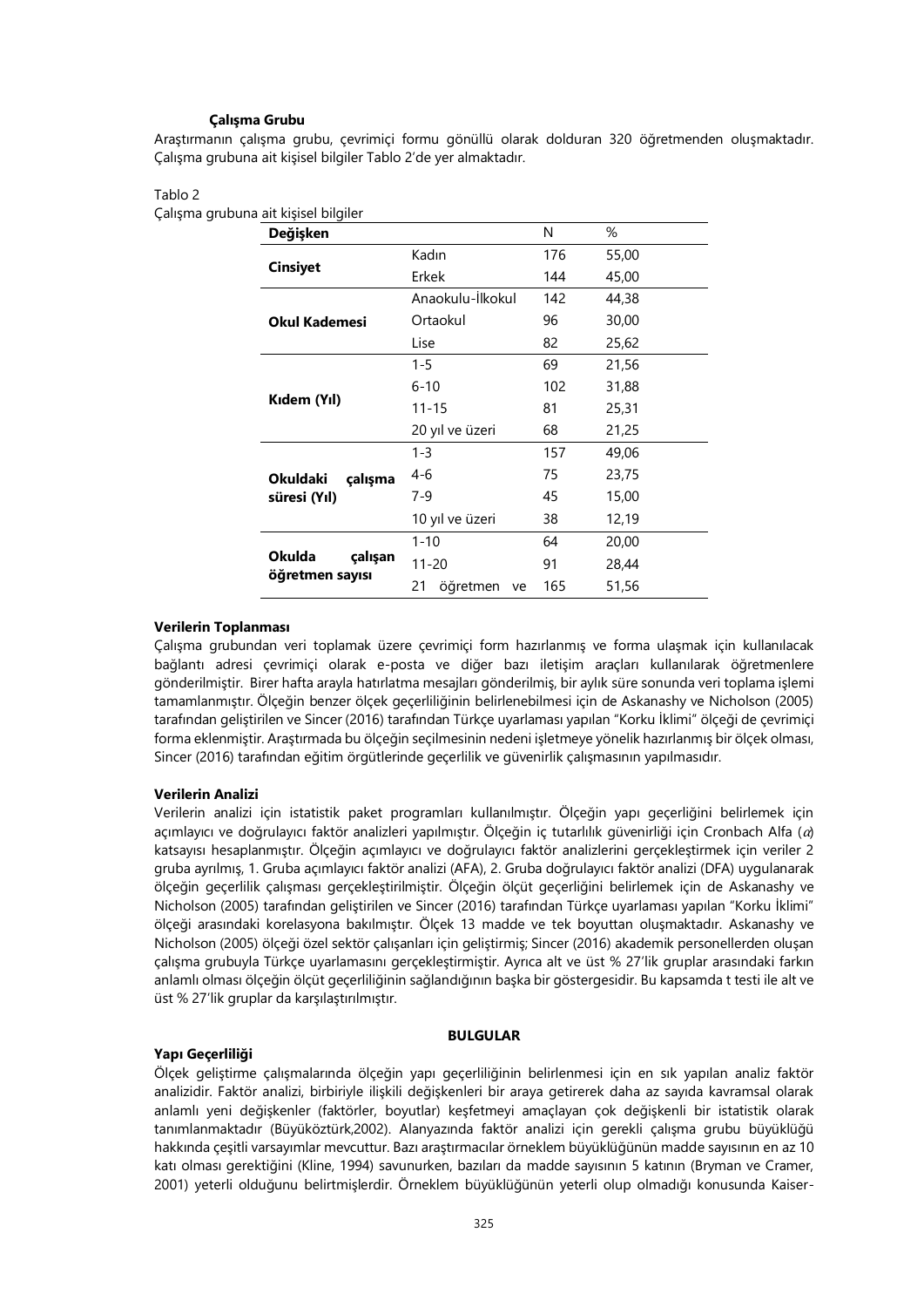### Çalışma Grubu

Araştırmanın çalışma grubu, çevrimiçi formu gönüllü olarak dolduran 320 öğretmenden oluşmaktadır. Çalışma grubuna ait kişisel bilgiler Tablo 2'de yer almaktadır.

Tablo 2
Çalışma grubuna ait kişisel bilgiler

| Değişken | | N | % |
|---|---|---|---|
| **Cinsiyet** | Kadın | 176 | 55,00 |
| | Erkek | 144 | 45,00 |
| **Okul Kademesi** | Anaokulu-İlkokul | 142 | 44,38 |
| | Ortaokul | 96 | 30,00 |
| | Lise | 82 | 25,62 |
| **Kıdem (Yıl)** | 1-5 | 69 | 21,56 |
| | 6-10 | 102 | 31,88 |
| | 11-15 | 81 | 25,31 |
| | 20 yıl ve üzeri | 68 | 21,25 |
| **Okuldaki çalışma süresi (Yıl)** | 1-3 | 157 | 49,06 |
| | 4-6 | 75 | 23,75 |
| | 7-9 | 45 | 15,00 |
| | 10 yıl ve üzeri | 38 | 12,19 |
| **Okulda çalışan öğretmen sayısı** | 1-10 | 64 | 20,00 |
| | 11-20 | 91 | 28,44 |
| | 21 öğretmen ve | 165 | 51,56 |

### Verilerin Toplanması

Çalışma grubundan veri toplamak üzere çevrimiçi form hazırlanmış ve forma ulaşmak için kullanılacak bağlantı adresi çevrimiçi olarak e-posta ve diğer bazı iletişim araçları kullanılarak öğretmenlere gönderilmiştir. Birer hafta arayla hatırlatma mesajları gönderilmiş, bir aylık süre sonunda veri toplama işlemi tamamlanmıştır. Ölçeğin benzer ölçek geçerliliğinin belirlenebilmesi için de Askanashy ve Nicholson (2005) tarafından geliştirilen ve Sincer (2016) tarafından Türkçe uyarlaması yapılan "Korku İklimi" ölçeği de çevrimiçi forma eklenmiştir. Araştırmada bu ölçeğin seçilmesinin nedeni işletmeye yönelik hazırlanmış bir ölçek olması, Sincer (2016) tarafından eğitim örgütlerinde geçerlilik ve güvenirlik çalışmasının yapılmasıdır.

### Verilerin Analizi

Verilerin analizi için istatistik paket programları kullanılmıştır. Ölçeğin yapı geçerliğini belirlemek için açımlayıcı ve doğrulayıcı faktör analizleri yapılmıştır. Ölçeğin iç tutarlılık güvenirliği için Cronbach Alfa ($\alpha$) katsayısı hesaplanmıştır. Ölçeğin açımlayıcı ve doğrulayıcı faktör analizlerini gerçekleştirmek için veriler 2 gruba ayrılmış, 1. Gruba açımlayıcı faktör analizi (AFA), 2. Gruba doğrulayıcı faktör analizi (DFA) uygulanarak ölçeğin geçerlilik çalışması gerçekleştirilmiştir. Ölçeğin ölçüt geçerliğini belirlemek için de Askanashy ve Nicholson (2005) tarafından geliştirilen ve Sincer (2016) tarafından Türkçe uyarlaması yapılan "Korku İklimi" ölçeği arasındaki korelasyona bakılmıştır. Ölçek 13 madde ve tek boyuttan oluşmaktadır. Askanashy ve Nicholson (2005) ölçeği özel sektör çalışanları için geliştirmiş; Sincer (2016) akademik personellerden oluşan çalışma grubuyla Türkçe uyarlamasını gerçekleştirmiştir. Ayrıca alt ve üst % 27'lik gruplar arasındaki farkın anlamlı olması ölçeğin ölçüt geçerliliğinin sağlandığının başka bir göstergesidir. Bu kapsamda t testi ile alt ve üst % 27'lik gruplar da karşılaştırılmıştır.

## BULGULAR

### Yapı Geçerliliği

Ölçek geliştirme çalışmalarında ölçeğin yapı geçerliliğinin belirlenmesi için en sık yapılan analiz faktör analizidir. Faktör analizi, birbiriyle ilişkili değişkenleri bir araya getirerek daha az sayıda kavramsal olarak anlamlı yeni değişkenler (faktörler, boyutlar) keşfetmeyi amaçlayan çok değişkenli bir istatistik olarak tanımlanmaktadır (Büyüköztürk,2002). Alanyazında faktör analizi için gerekli çalışma grubu büyüklüğü hakkında çeşitli varsayımlar mevcuttur. Bazı araştırmacılar örneklem büyüklüğünün madde sayısının en az 10 katı olması gerektiğini (Kline, 1994) savunurken, bazıları da madde sayısının 5 katının (Bryman ve Cramer, 2001) yeterli olduğunu belirtmişlerdir. Örneklem büyüklüğünün yeterli olup olmadığı konusunda Kaiser-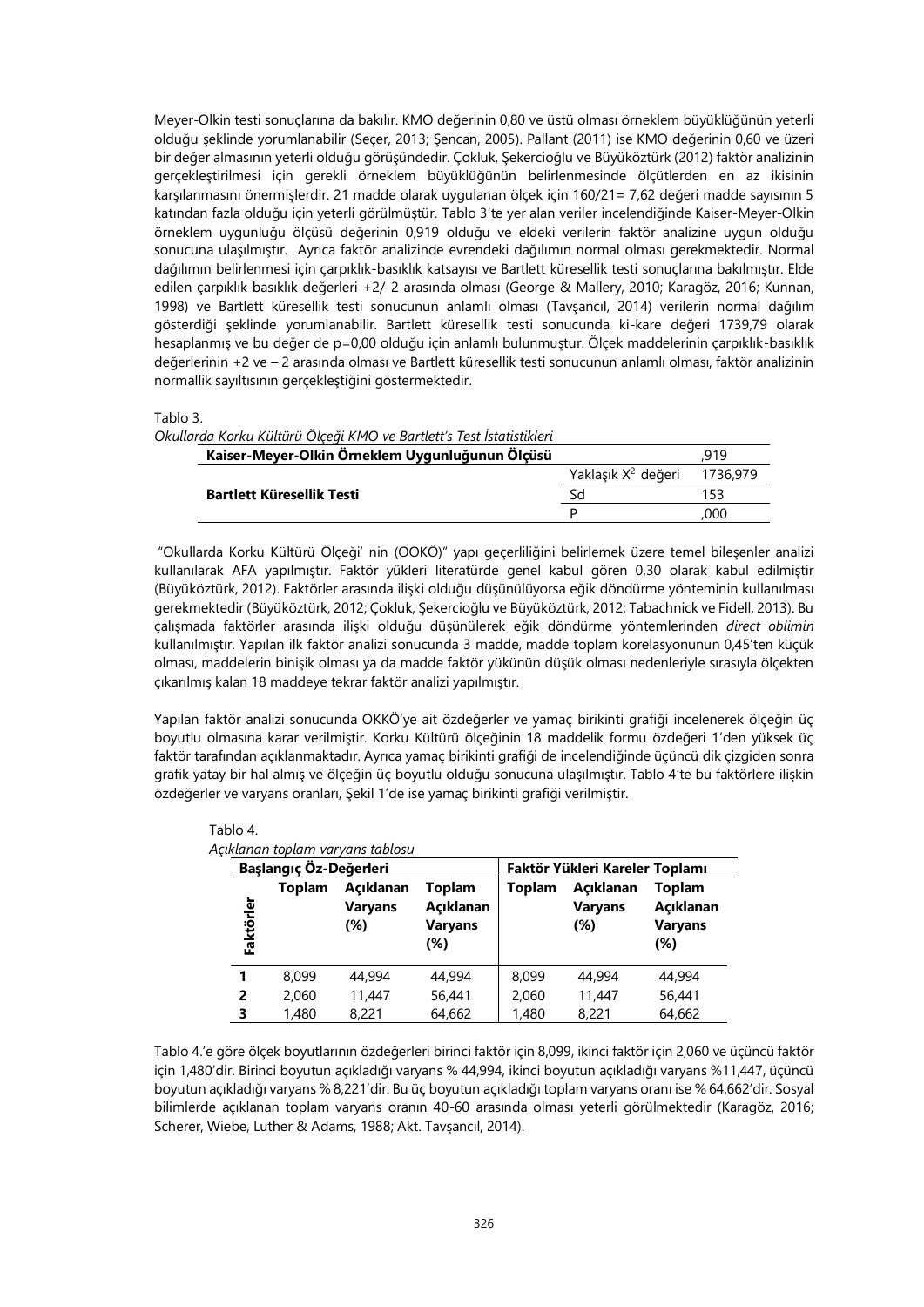Meyer-Olkin testi sonuçlarına da bakılır. KMO değerinin 0,80 ve üstü olması örneklem büyüklüğünün yeterli olduğu şeklinde yorumlanabilir (Seçer, 2013; Şencan, 2005). Pallant (2011) ise KMO değerinin 0,60 ve üzeri bir değer almasının yeterli olduğu görüşündedir. Çokluk, Şekercioğlu ve Büyüköztürk (2012) faktör analizinin gerçekleştirilmesi için gerekli örneklem büyüklüğünün belirlenmesinde ölçütlerden en az ikisinin karşılanmasını önermişlerdir. 21 madde olarak uygulanan ölçek için 160/21= 7,62 değeri madde sayısının 5 katından fazla olduğu için yeterli görülmüştür. Tablo 3'te yer alan veriler incelendiğinde Kaiser-Meyer-Olkin örneklem uygunluğu ölçüsü değerinin 0,919 olduğu ve eldeki verilerin faktör analizine uygun olduğu sonucuna ulaşılmıştır. Ayrıca faktör analizinde evrendeki dağılımın normal olması gerekmektedir. Normal dağılımın belirlenmesi için çarpıklık-basıklık katsayısı ve Bartlett küresellik testi sonuçlarına bakılmıştır. Elde edilen çarpıklık basıklık değerleri +2/-2 arasında olması (George & Mallery, 2010; Karagöz, 2016; Kunnan, 1998) ve Bartlett küresellik testi sonucunun anlamlı olması (Tavşancıl, 2014) verilerin normal dağılım gösterdiği şeklinde yorumlanabilir. Bartlett küresellik testi sonucunda ki-kare değeri 1739,79 olarak hesaplanmış ve bu değer de p=0,00 olduğu için anlamlı bulunmuştur. Ölçek maddelerinin çarpıklık-basıklık değerlerinin +2 ve – 2 arasında olması ve Bartlett küresellik testi sonucunun anlamlı olması, faktör analizinin normallik sayıltısının gerçekleştiğini göstermektedir.

Tablo 3.

*Okullarda Korku Kültürü Ölçeği KMO ve Bartlett's Test İstatistikleri*

| **Kaiser-Meyer-Olkin Örneklem Uygunluğunun Ölçüsü** | | ,919 |
|---|---|---|
| **Bartlett Küresellik Testi** | Yaklaşık $X^2$ değeri | 1736,979 |
| | Sd | 153 |
| | P | ,000 |

"Okullarda Korku Kültürü Ölçeği' nin (OOKÖ)" yapı geçerliliğini belirlemek üzere temel bileşenler analizi kullanılarak AFA yapılmıştır. Faktör yükleri literatürde genel kabul gören 0,30 olarak kabul edilmiştir (Büyüköztürk, 2012). Faktörler arasında ilişki olduğu düşünülüyorsa eğik döndürme yönteminin kullanılması gerekmektedir (Büyüköztürk, 2012; Çokluk, Şekercioğlu ve Büyüköztürk, 2012; Tabachnick ve Fidell, 2013). Bu çalışmada faktörler arasında ilişki olduğu düşünülerek eğik döndürme yöntemlerinden *direct oblimin* kullanılmıştır. Yapılan ilk faktör analizi sonucunda 3 madde, madde toplam korelasyonunun 0,45'ten küçük olması, maddelerin binişik olması ya da madde faktör yükünün düşük olması nedenleriyle sırasıyla ölçekten çıkarılmış kalan 18 maddeye tekrar faktör analizi yapılmıştır.

Yapılan faktör analizi sonucunda OKKÖ'ye ait özdeğerler ve yamaç birikinti grafiği incelenerek ölçeğin üç boyutlu olmasına karar verilmiştir. Korku Kültürü ölçeğinin 18 maddelik formu özdeğeri 1'den yüksek üç faktör tarafından açıklanmaktadır. Ayrıca yamaç birikinti grafiği de incelendiğinde üçüncü dik çizgiden sonra grafik yatay bir hal almış ve ölçeğin üç boyutlu olduğu sonucuna ulaşılmıştır. Tablo 4'te bu faktörlere ilişkin özdeğerler ve varyans oranları, Şekil 1'de ise yamaç birikinti grafiği verilmiştir.

Tablo 4.

*Açıklanan toplam varyans tablosu*

| | **Başlangıç Öz-Değerleri** | | | **Faktör Yükleri Kareler Toplamı** | | |
|---|---|---|---|---|---|---|
| **Faktörler** | **Toplam** | **Açıklanan Varyans (%)** | **Toplam Açıklanan Varyans (%)** | **Toplam** | **Açıklanan Varyans (%)** | **Toplam Açıklanan Varyans (%)** |
| **1** | 8,099 | 44,994 | 44,994 | 8,099 | 44,994 | 44,994 |
| **2** | 2,060 | 11,447 | 56,441 | 2,060 | 11,447 | 56,441 |
| **3** | 1,480 | 8,221 | 64,662 | 1,480 | 8,221 | 64,662 |

Tablo 4.'e göre ölçek boyutlarının özdeğerleri birinci faktör için 8,099, ikinci faktör için 2,060 ve üçüncü faktör için 1,480'dir. Birinci boyutun açıkladığı varyans % 44,994, ikinci boyutun açıkladığı varyans %11,447, üçüncü boyutun açıkladığı varyans % 8,221'dir. Bu üç boyutun açıkladığı toplam varyans oranı ise % 64,662'dir. Sosyal bilimlerde açıklanan toplam varyans oranın 40-60 arasında olması yeterli görülmektedir (Karagöz, 2016; Scherer, Wiebe, Luther & Adams, 1988; Akt. Tavşancıl, 2014).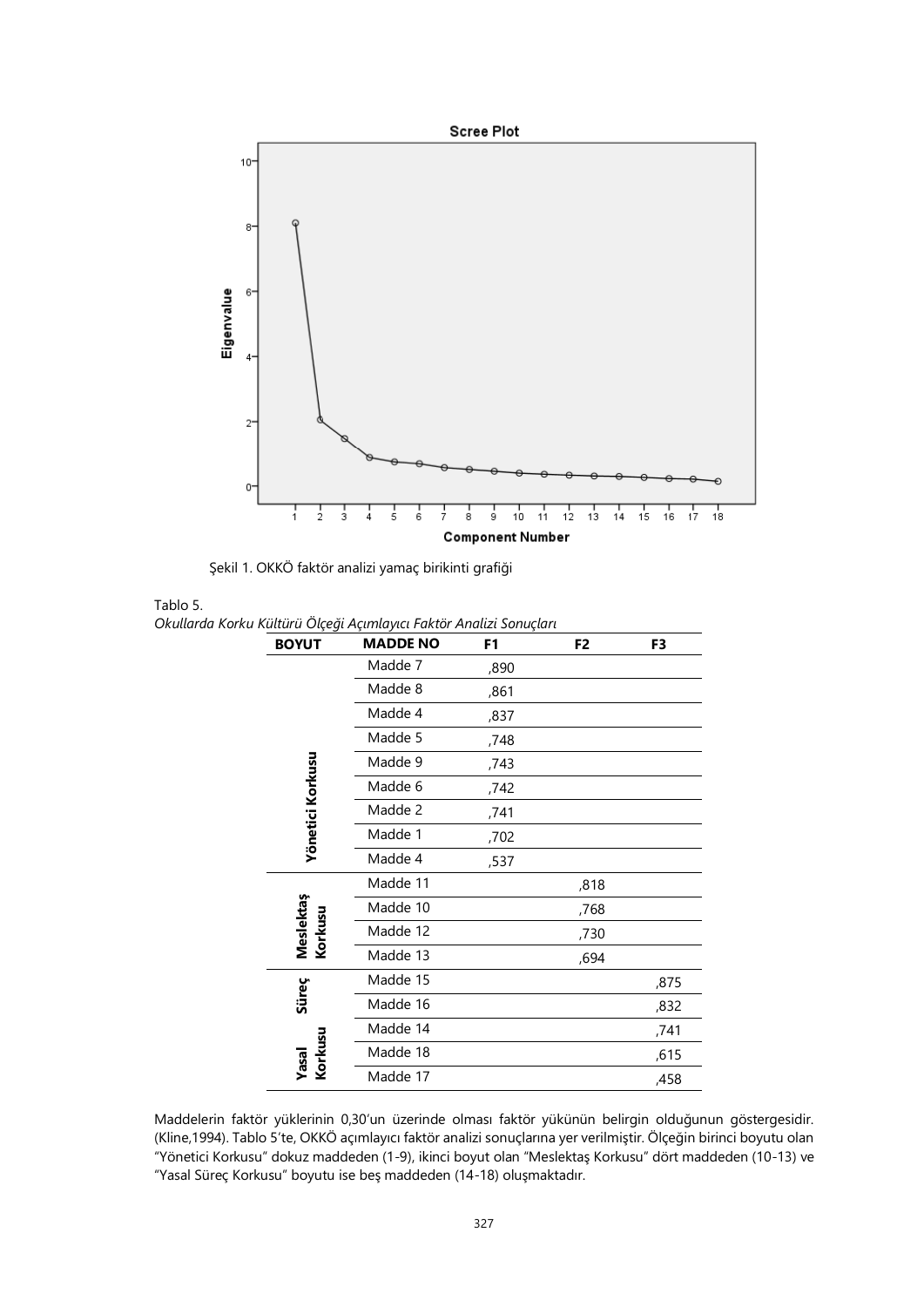Şekil 1. OKKÖ faktör analizi yamaç birikinti grafiği

Tablo 5.

*Okullarda Korku Kültürü Ölçeği Açımlayıcı Faktör Analizi Sonuçları*

| BOYUT | MADDE NO | F1 | F2 | F3 |
|---|---|---|---|---|
| Yönetici Korkusu | Madde 7 | ,890 | | |
| | Madde 8 | ,861 | | |
| | Madde 4 | ,837 | | |
| | Madde 5 | ,748 | | |
| | Madde 9 | ,743 | | |
| | Madde 6 | ,742 | | |
| | Madde 2 | ,741 | | |
| | Madde 1 | ,702 | | |
| | Madde 4 | ,537 | | |
| Meslektaş Korkusu | Madde 11 | | ,818 | |
| | Madde 10 | | ,768 | |
| | Madde 12 | | ,730 | |
| | Madde 13 | | ,694 | |
| Süreç Yasal Korkusu | Madde 15 | | | ,875 |
| | Madde 16 | | | ,832 |
| | Madde 14 | | | ,741 |
| | Madde 18 | | | ,615 |
| | Madde 17 | | | ,458 |

Maddelerin faktör yüklerinin 0,30'un üzerinde olması faktör yükünün belirgin olduğunun göstergesidir. (Kline,1994). Tablo 5'te, OKKÖ açımlayıcı faktör analizi sonuçlarına yer verilmiştir. Ölçeğin birinci boyutu olan "Yönetici Korkusu" dokuz maddeden (1-9), ikinci boyut olan "Meslektaş Korkusu" dört maddeden (10-13) ve "Yasal Süreç Korkusu" boyutu ise beş maddeden (14-18) oluşmaktadır.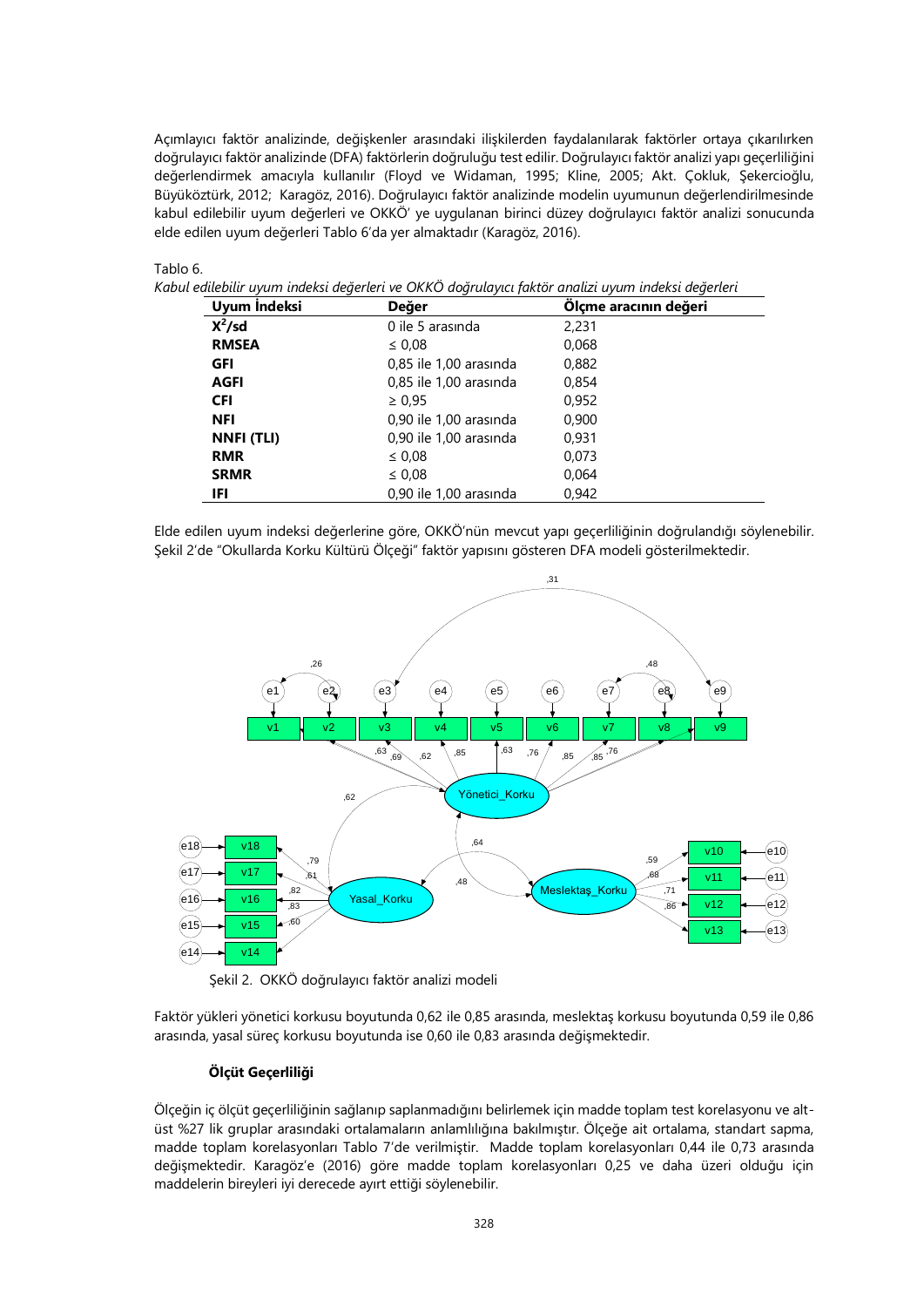Açımlayıcı faktör analizinde, değişkenler arasındaki ilişkilerden faydalanılarak faktörler ortaya çıkarılırken doğrulayıcı faktör analizinde (DFA) faktörlerin doğruluğu test edilir. Doğrulayıcı faktör analizi yapı geçerliliğini değerlendirmek amacıyla kullanılır (Floyd ve Widaman, 1995; Kline, 2005; Akt. Çokluk, Şekercioğlu, Büyüköztürk, 2012; Karagöz, 2016). Doğrulayıcı faktör analizinde modelin uyumunun değerlendirilmesinde kabul edilebilir uyum değerleri ve OKKÖ' ye uygulanan birinci düzey doğrulayıcı faktör analizi sonucunda elde edilen uyum değerleri Tablo 6'da yer almaktadır (Karagöz, 2016).

Tablo 6.

*Kabul edilebilir uyum indeksi değerleri ve OKKÖ doğrulayıcı faktör analizi uyum indeksi değerleri*

| Uyum İndeksi | Değer | Ölçme aracının değeri |
|---|---|---|
| **$X^2$/sd** | 0 ile 5 arasında | 2,231 |
| **RMSEA** | ≤ 0,08 | 0,068 |
| **GFI** | 0,85 ile 1,00 arasında | 0,882 |
| **AGFI** | 0,85 ile 1,00 arasında | 0,854 |
| **CFI** | ≥ 0,95 | 0,952 |
| **NFI** | 0,90 ile 1,00 arasında | 0,900 |
| **NNFI (TLI)** | 0,90 ile 1,00 arasında | 0,931 |
| **RMR** | ≤ 0,08 | 0,073 |
| **SRMR** | ≤ 0,08 | 0,064 |
| **IFI** | 0,90 ile 1,00 arasında | 0,942 |

Elde edilen uyum indeksi değerlerine göre, OKKÖ'nün mevcut yapı geçerliliğinin doğrulandığı söylenebilir. Şekil 2'de "Okullarda Korku Kültürü Ölçeği" faktör yapısını gösteren DFA modeli gösterilmektedir.

Şekil 2. OKKÖ doğrulayıcı faktör analizi modeli

Faktör yükleri yönetici korkusu boyutunda 0,62 ile 0,85 arasında, meslektaş korkusu boyutunda 0,59 ile 0,86 arasında, yasal süreç korkusu boyutunda ise 0,60 ile 0,83 arasında değişmektedir.

### Ölçüt Geçerliliği

Ölçeğin iç ölçüt geçerliliğinin sağlanıp saplanmadığını belirlemek için madde toplam test korelasyonu ve alt-üst %27 lik gruplar arasındaki ortalamaların anlamlılığına bakılmıştır. Ölçeğe ait ortalama, standart sapma, madde toplam korelasyonları Tablo 7'de verilmiştir. Madde toplam korelasyonları 0,44 ile 0,73 arasında değişmektedir. Karagöz'e (2016) göre madde toplam korelasyonları 0,25 ve daha üzeri olduğu için maddelerin bireyleri iyi derecede ayırt ettiği söylenebilir.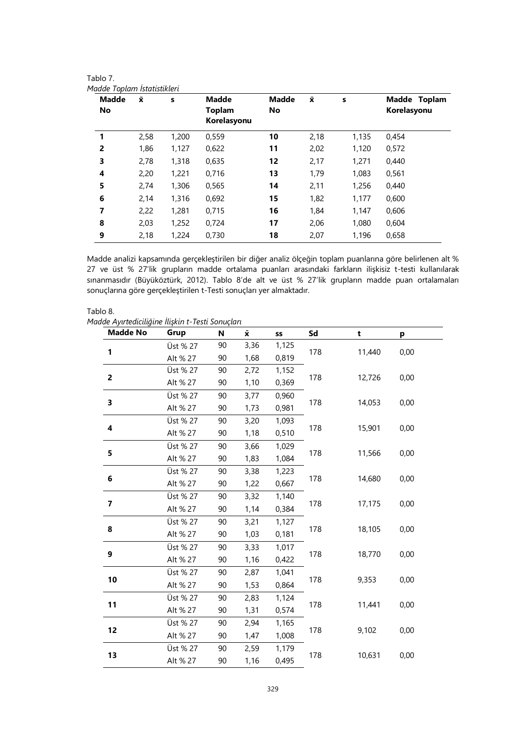Tablo 7.
*Madde Toplam İstatistikleri*

| Madde No | x̄ | s | Madde Toplam Korelasyonu | Madde No | x̄ | s | Madde Toplam Korelasyonu |
|---|---|---|---|---|---|---|---|
| **1** | 2,58 | 1,200 | 0,559 | **10** | 2,18 | 1,135 | 0,454 |
| **2** | 1,86 | 1,127 | 0,622 | **11** | 2,02 | 1,120 | 0,572 |
| **3** | 2,78 | 1,318 | 0,635 | **12** | 2,17 | 1,271 | 0,440 |
| **4** | 2,20 | 1,221 | 0,716 | **13** | 1,79 | 1,083 | 0,561 |
| **5** | 2,74 | 1,306 | 0,565 | **14** | 2,11 | 1,256 | 0,440 |
| **6** | 2,14 | 1,316 | 0,692 | **15** | 1,82 | 1,177 | 0,600 |
| **7** | 2,22 | 1,281 | 0,715 | **16** | 1,84 | 1,147 | 0,606 |
| **8** | 2,03 | 1,252 | 0,724 | **17** | 2,06 | 1,080 | 0,604 |
| **9** | 2,18 | 1,224 | 0,730 | **18** | 2,07 | 1,196 | 0,658 |

Madde analizi kapsamında gerçekleştirilen bir diğer analiz ölçeğin toplam puanlarına göre belirlenen alt % 27 ve üst % 27'lik grupların madde ortalama puanları arasındaki farkların ilişkisiz t-testi kullanılarak sınanmasıdır (Büyüköztürk, 2012). Tablo 8'de alt ve üst % 27'lik grupların madde puan ortalamaları sonuçlarına göre gerçekleştirilen t-Testi sonuçları yer almaktadır.

Tablo 8.
*Madde Ayırtediciliğine İlişkin t-Testi Sonuçları*

| Madde No | Grup | N | x̄ | ss | Sd | t | p |
|---|---|---|---|---|---|---|---|
| **1** | Üst % 27 | 90 | 3,36 | 1,125 | 178 | 11,440 | 0,00 |
| | Alt % 27 | 90 | 1,68 | 0,819 | | | |
| **2** | Üst % 27 | 90 | 2,72 | 1,152 | 178 | 12,726 | 0,00 |
| | Alt % 27 | 90 | 1,10 | 0,369 | | | |
| **3** | Üst % 27 | 90 | 3,77 | 0,960 | 178 | 14,053 | 0,00 |
| | Alt % 27 | 90 | 1,73 | 0,981 | | | |
| **4** | Üst % 27 | 90 | 3,20 | 1,093 | 178 | 15,901 | 0,00 |
| | Alt % 27 | 90 | 1,18 | 0,510 | | | |
| **5** | Üst % 27 | 90 | 3,66 | 1,029 | 178 | 11,566 | 0,00 |
| | Alt % 27 | 90 | 1,83 | 1,084 | | | |
| **6** | Üst % 27 | 90 | 3,38 | 1,223 | 178 | 14,680 | 0,00 |
| | Alt % 27 | 90 | 1,22 | 0,667 | | | |
| **7** | Üst % 27 | 90 | 3,32 | 1,140 | 178 | 17,175 | 0,00 |
| | Alt % 27 | 90 | 1,14 | 0,384 | | | |
| **8** | Üst % 27 | 90 | 3,21 | 1,127 | 178 | 18,105 | 0,00 |
| | Alt % 27 | 90 | 1,03 | 0,181 | | | |
| **9** | Üst % 27 | 90 | 3,33 | 1,017 | 178 | 18,770 | 0,00 |
| | Alt % 27 | 90 | 1,16 | 0,422 | | | |
| **10** | Üst % 27 | 90 | 2,87 | 1,041 | 178 | 9,353 | 0,00 |
| | Alt % 27 | 90 | 1,53 | 0,864 | | | |
| **11** | Üst % 27 | 90 | 2,83 | 1,124 | 178 | 11,441 | 0,00 |
| | Alt % 27 | 90 | 1,31 | 0,574 | | | |
| **12** | Üst % 27 | 90 | 2,94 | 1,165 | 178 | 9,102 | 0,00 |
| | Alt % 27 | 90 | 1,47 | 1,008 | | | |
| **13** | Üst % 27 | 90 | 2,59 | 1,179 | 178 | 10,631 | 0,00 |
| | Alt % 27 | 90 | 1,16 | 0,495 | | | |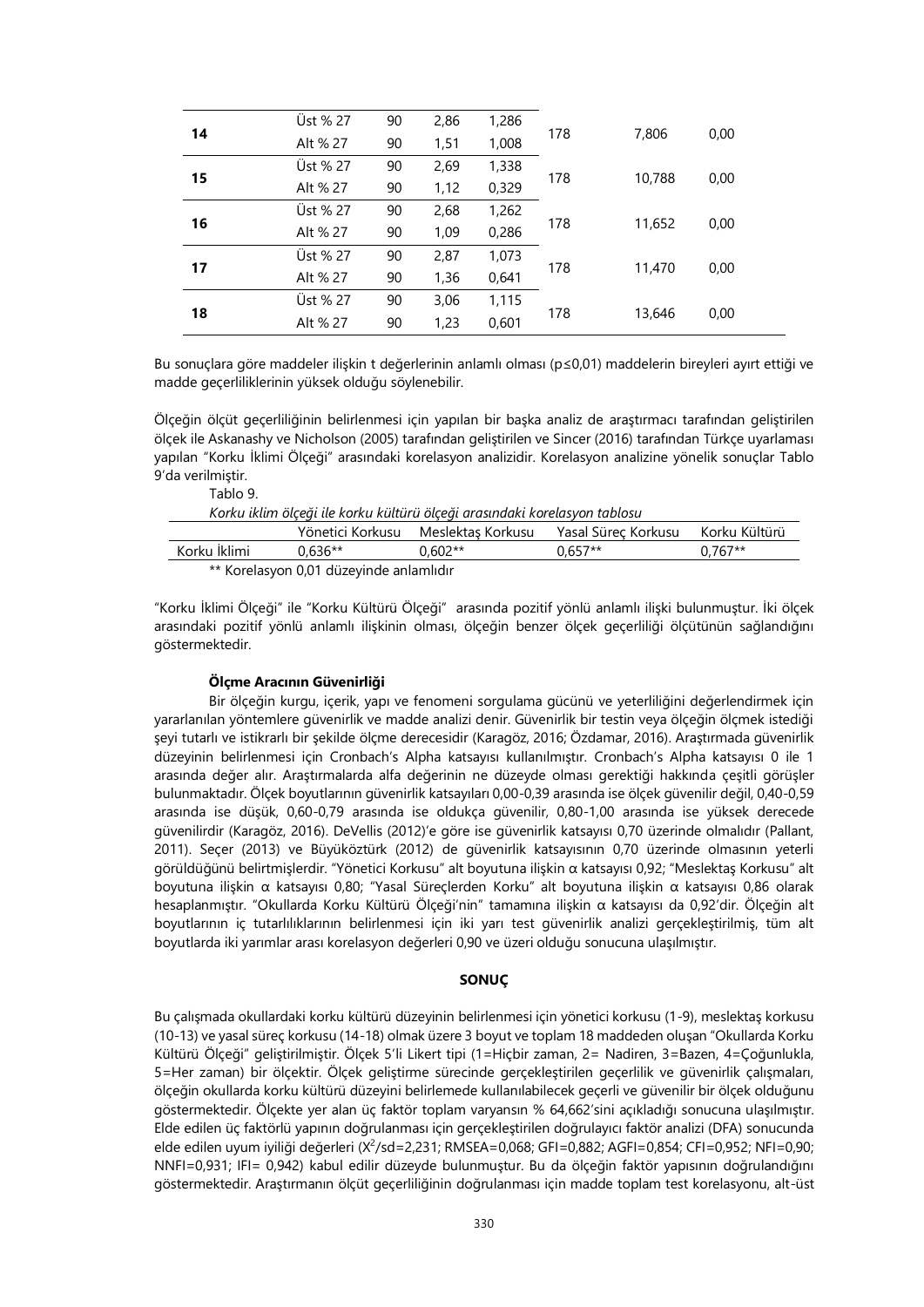| | | | | | | | |
|---|---|---|---|---|---|---|---|
| **14** | Üst % 27 | 90 | 2,86 | 1,286 | 178 | 7,806 | 0,00 |
| | Alt % 27 | 90 | 1,51 | 1,008 | | | |
| **15** | Üst % 27 | 90 | 2,69 | 1,338 | 178 | 10,788 | 0,00 |
| | Alt % 27 | 90 | 1,12 | 0,329 | | | |
| **16** | Üst % 27 | 90 | 2,68 | 1,262 | 178 | 11,652 | 0,00 |
| | Alt % 27 | 90 | 1,09 | 0,286 | | | |
| **17** | Üst % 27 | 90 | 2,87 | 1,073 | 178 | 11,470 | 0,00 |
| | Alt % 27 | 90 | 1,36 | 0,641 | | | |
| **18** | Üst % 27 | 90 | 3,06 | 1,115 | 178 | 13,646 | 0,00 |
| | Alt % 27 | 90 | 1,23 | 0,601 | | | |

Bu sonuçlara göre maddeler ilişkin t değerlerinin anlamlı olması ($p \leq 0,01$) maddelerin bireyleri ayırt ettiği ve madde geçerliliklerinin yüksek olduğu söylenebilir.

Ölçeğin ölçüt geçerliliğinin belirlenmesi için yapılan bir başka analiz de araştırmacı tarafından geliştirilen ölçek ile Askanashy ve Nicholson (2005) tarafından geliştirilen ve Sincer (2016) tarafından Türkçe uyarlaması yapılan "Korku İklimi Ölçeği" arasındaki korelasyon analizidir. Korelasyon analizine yönelik sonuçlar Tablo 9'da verilmiştir.

Tablo 9.

*Korku iklim ölçeği ile korku kültürü ölçeği arasındaki korelasyon tablosu*

| | Yönetici Korkusu | Meslektaş Korkusu | Yasal Süreç Korkusu | Korku Kültürü |
|---|---|---|---|---|
| Korku İklimi | 0,636** | 0,602** | 0,657** | 0,767** |

** Korelasyon 0,01 düzeyinde anlamlıdır

"Korku İklimi Ölçeği" ile "Korku Kültürü Ölçeği" arasında pozitif yönlü anlamlı ilişki bulunmuştur. İki ölçek arasındaki pozitif yönlü anlamlı ilişkinin olması, ölçeğin benzer ölçek geçerliliği ölçütünün sağlandığını göstermektedir.

### Ölçme Aracının Güvenirliği

Bir ölçeğin kurgu, içerik, yapı ve fenomeni sorgulama gücünü ve yeterliliğini değerlendirmek için yararlanılan yöntemlere güvenirlik ve madde analizi denir. Güvenirlik bir testin veya ölçeğin ölçmek istediği şeyi tutarlı ve istikrarlı bir şekilde ölçme derecesidir (Karagöz, 2016; Özdamar, 2016). Araştırmada güvenirlik düzeyinin belirlenmesi için Cronbach's Alpha katsayısı kullanılmıştır. Cronbach's Alpha katsayısı 0 ile 1 arasında değer alır. Araştırmalarda alfa değerinin ne düzeyde olması gerektiği hakkında çeşitli görüşler bulunmaktadır. Ölçek boyutlarının güvenirlik katsayıları 0,00-0,39 arasında ise ölçek güvenilir değil, 0,40-0,59 arasında ise düşük, 0,60-0,79 arasında ise oldukça güvenilir, 0,80-1,00 arasında ise yüksek derecede güvenilirdir (Karagöz, 2016). DeVellis (2012)'e göre ise güvenirlik katsayısı 0,70 üzerinde olmalıdır (Pallant, 2011). Seçer (2013) ve Büyüköztürk (2012) de güvenirlik katsayısının 0,70 üzerinde olmasının yeterli görüldüğünü belirtmişlerdir. "Yönetici Korkusu" alt boyutuna ilişkin α katsayısı 0,92; "Meslektaş Korkusu" alt boyutuna ilişkin α katsayısı 0,80; "Yasal Süreçlerden Korku" alt boyutuna ilişkin α katsayısı 0,86 olarak hesaplanmıştır. "Okullarda Korku Kültürü Ölçeği'nin" tamamına ilişkin α katsayısı da 0,92'dir. Ölçeğin alt boyutlarının iç tutarlılıklarının belirlenmesi için iki yarı test güvenirlik analizi gerçekleştirilmiş, tüm alt boyutlarda iki yarımlar arası korelasyon değerleri 0,90 ve üzeri olduğu sonucuna ulaşılmıştır.

## SONUÇ

Bu çalışmada okullardaki korku kültürü düzeyinin belirlenmesi için yönetici korkusu (1-9), meslektaş korkusu (10-13) ve yasal süreç korkusu (14-18) olmak üzere 3 boyut ve toplam 18 maddeden oluşan "Okullarda Korku Kültürü Ölçeği" geliştirilmiştir. Ölçek 5'li Likert tipi (1=Hiçbir zaman, 2= Nadiren, 3=Bazen, 4=Çoğunlukla, 5=Her zaman) bir ölçektir. Ölçek geliştirme sürecinde gerçekleştirilen geçerlilik ve güvenirlik çalışmaları, ölçeğin okullarda korku kültürü düzeyini belirlemede kullanılabilecek geçerli ve güvenilir bir ölçek olduğunu göstermektedir. Ölçekte yer alan üç faktör toplam varyansın % 64,662'sini açıkladığı sonucuna ulaşılmıştır. Elde edilen üç faktörlü yapının doğrulanması için gerçekleştirilen doğrulayıcı faktör analizi (DFA) sonucunda elde edilen uyum iyiliği değerleri ($X^2$/sd=2,231; RMSEA=0,068; GFI=0,882; AGFI=0,854; CFI=0,952; NFI=0,90; NNFI=0,931; IFI= 0,942) kabul edilir düzeyde bulunmuştur. Bu da ölçeğin faktör yapısının doğrulandığını göstermektedir. Araştırmanın ölçüt geçerliliğinin doğrulanması için madde toplam test korelasyonu, alt-üst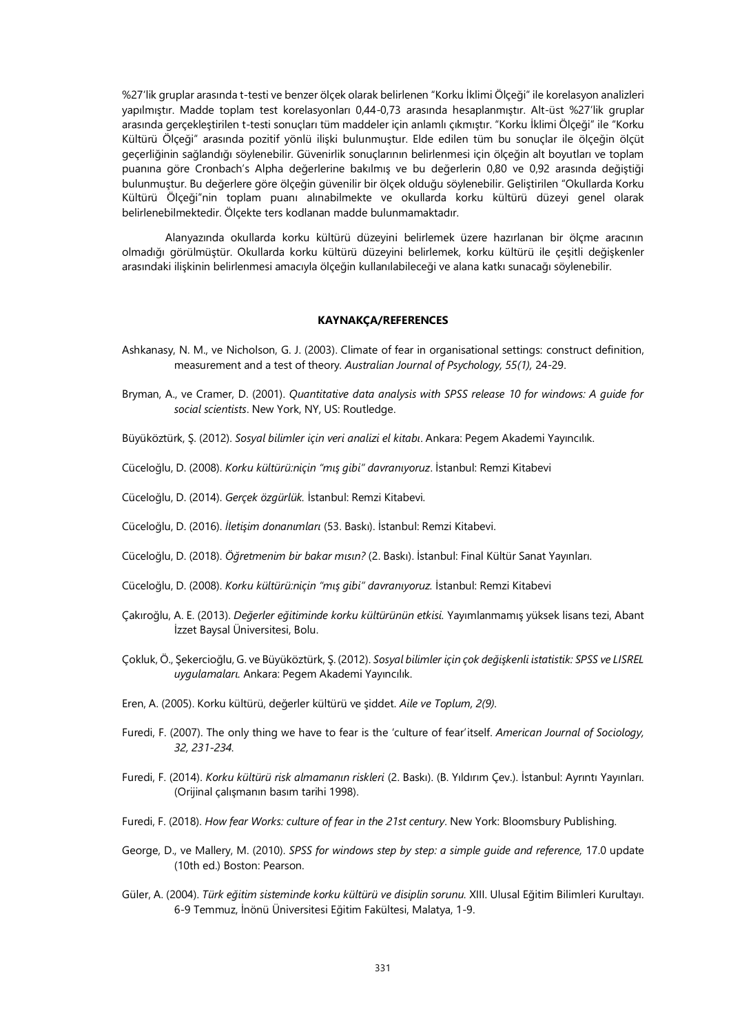%27'lik gruplar arasında t-testi ve benzer ölçek olarak belirlenen "Korku İklimi Ölçeği" ile korelasyon analizleri yapılmıştır. Madde toplam test korelasyonları 0,44-0,73 arasında hesaplanmıştır. Alt-üst %27'lik gruplar arasında gerçekleştirilen t-testi sonuçları tüm maddeler için anlamlı çıkmıştır. "Korku İklimi Ölçeği" ile "Korku Kültürü Ölçeği" arasında pozitif yönlü ilişki bulunmuştur. Elde edilen tüm bu sonuçlar ile ölçeğin ölçüt geçerliğinin sağlandığı söylenebilir. Güvenirlik sonuçlarının belirlenmesi için ölçeğin alt boyutları ve toplam puanına göre Cronbach's Alpha değerlerine bakılmış ve bu değerlerin 0,80 ve 0,92 arasında değiştiği bulunmuştur. Bu değerlere göre ölçeğin güvenilir bir ölçek olduğu söylenebilir. Geliştirilen "Okullarda Korku Kültürü Ölçeği"nin toplam puanı alınabilmekte ve okullarda korku kültürü düzeyi genel olarak belirlenebilmektedir. Ölçekte ters kodlanan madde bulunmamaktadır.

Alanyazında okullarda korku kültürü düzeyini belirlemek üzere hazırlanan bir ölçme aracının olmadığı görülmüştür. Okullarda korku kültürü düzeyini belirlemek, korku kültürü ile çeşitli değişkenler arasındaki ilişkinin belirlenmesi amacıyla ölçeğin kullanılabileceği ve alana katkı sunacağı söylenebilir.

## KAYNAKÇA/REFERENCES

Ashkanasy, N. M., ve Nicholson, G. J. (2003). Climate of fear in organisational settings: construct definition, measurement and a test of theory. *Australian Journal of Psychology, 55(1),* 24-29.

Bryman, A., ve Cramer, D. (2001). *Quantitative data analysis with SPSS release 10 for windows: A guide for social scientists*. New York, NY, US: Routledge.

Büyüköztürk, Ş. (2012). *Sosyal bilimler için veri analizi el kitabı*. Ankara: Pegem Akademi Yayıncılık.

Cüceloğlu, D. (2008). *Korku kültürü:niçin "mış gibi" davranıyoruz*. İstanbul: Remzi Kitabevi

Cüceloğlu, D. (2014). *Gerçek özgürlük.* İstanbul: Remzi Kitabevi.

Cüceloğlu, D. (2016). *İletişim donanımları* (53. Baskı). İstanbul: Remzi Kitabevi.

Cüceloğlu, D. (2018). *Öğretmenim bir bakar mısın?* (2. Baskı). İstanbul: Final Kültür Sanat Yayınları.

Cüceloğlu, D. (2008). *Korku kültürü:niçin "mış gibi" davranıyoruz.* İstanbul: Remzi Kitabevi

Çakıroğlu, A. E. (2013). *Değerler eğitiminde korku kültürünün etkisi.* Yayımlanmamış yüksek lisans tezi, Abant İzzet Baysal Üniversitesi, Bolu.

Çokluk, Ö., Şekercioğlu, G. ve Büyüköztürk, Ş. (2012). *Sosyal bilimler için çok değişkenli istatistik: SPSS ve LISREL uygulamaları.* Ankara: Pegem Akademi Yayıncılık.

Eren, A. (2005). Korku kültürü, değerler kültürü ve şiddet. *Aile ve Toplum, 2(9).*

Furedi, F. (2007). The only thing we have to fear is the 'culture of fear'itself. *American Journal of Sociology, 32, 231-234.*

Furedi, F. (2014). *Korku kültürü risk almamanın riskleri* (2. Baskı). (B. Yıldırım Çev.). İstanbul: Ayrıntı Yayınları. (Orijinal çalışmanın basım tarihi 1998).

Furedi, F. (2018). *How fear Works: culture of fear in the 21st century*. New York: Bloomsbury Publishing.

George, D., ve Mallery, M. (2010). *SPSS for windows step by step: a simple guide and reference,* 17.0 update (10th ed.) Boston: Pearson.

Güler, A. (2004). *Türk eğitim sisteminde korku kültürü ve disiplin sorunu.* XIII. Ulusal Eğitim Bilimleri Kurultayı. 6-9 Temmuz, İnönü Üniversitesi Eğitim Fakültesi, Malatya, 1-9.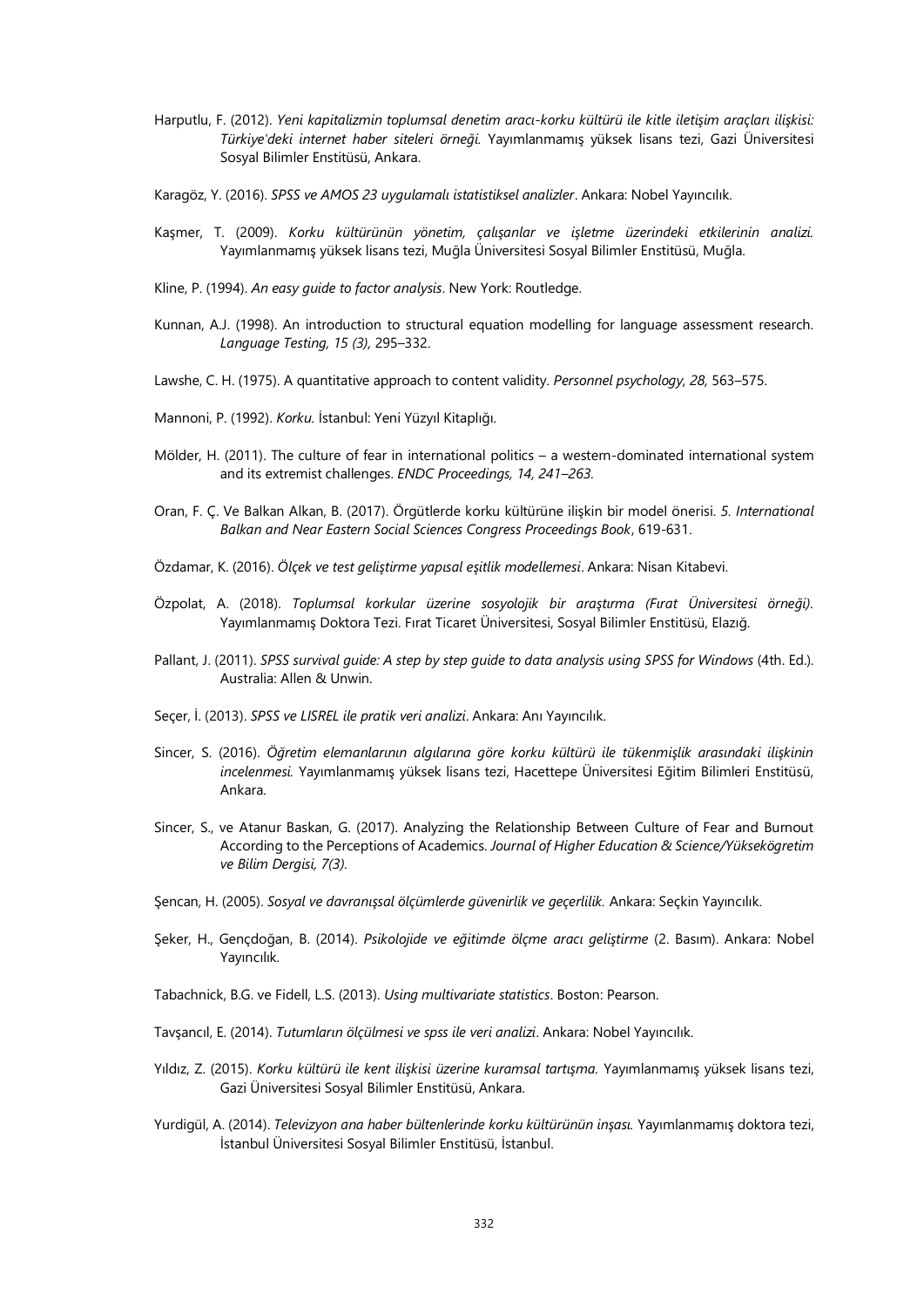Harputlu, F. (2012). *Yeni kapitalizmin toplumsal denetim aracı-korku kültürü ile kitle iletişim araçları ilişkisi: Türkiye'deki internet haber siteleri örneği.* Yayımlanmamış yüksek lisans tezi, Gazi Üniversitesi Sosyal Bilimler Enstitüsü, Ankara.

Karagöz, Y. (2016). *SPSS ve AMOS 23 uygulamalı istatistiksel analizler*. Ankara: Nobel Yayıncılık.

Kaşmer, T. (2009). *Korku kültürünün yönetim, çalışanlar ve işletme üzerindeki etkilerinin analizi.* Yayımlanmamış yüksek lisans tezi, Muğla Üniversitesi Sosyal Bilimler Enstitüsü, Muğla.

Kline, P. (1994). *An easy guide to factor analysis*. New York: Routledge.

Kunnan, A.J. (1998). An introduction to structural equation modelling for language assessment research. *Language Testing, 15 (3),* 295–332.

Lawshe, C. H. (1975). A quantitative approach to content validity. *Personnel psychology, 28,* 563–575.

Mannoni, P. (1992). *Korku.* İstanbul: Yeni Yüzyıl Kitaplığı.

Mölder, H. (2011). The culture of fear in international politics – a western-dominated international system and its extremist challenges. *ENDC Proceedings, 14, 241–263.*

Oran, F. Ç. Ve Balkan Alkan, B. (2017). Örgütlerde korku kültürüne ilişkin bir model önerisi. *5. International Balkan and Near Eastern Social Sciences Congress Proceedings Book*, 619-631.

Özdamar, K. (2016). *Ölçek ve test geliştirme yapısal eşitlik modellemesi*. Ankara: Nisan Kitabevi.

Özpolat, A. (2018). *Toplumsal korkular üzerine sosyolojik bir araştırma (Fırat Üniversitesi örneği).* Yayımlanmamış Doktora Tezi. Fırat Ticaret Üniversitesi, Sosyal Bilimler Enstitüsü, Elazığ.

Pallant, J. (2011). *SPSS survival guide: A step by step guide to data analysis using SPSS for Windows* (4th. Ed.). Australia: Allen & Unwin.

Seçer, İ. (2013). *SPSS ve LISREL ile pratik veri analizi*. Ankara: Anı Yayıncılık.

Sincer, S. (2016). *Öğretim elemanlarının algılarına göre korku kültürü ile tükenmişlik arasındaki ilişkinin incelenmesi.* Yayımlanmamış yüksek lisans tezi, Hacettepe Üniversitesi Eğitim Bilimleri Enstitüsü, Ankara.

Sincer, S., ve Atanur Baskan, G. (2017). Analyzing the Relationship Between Culture of Fear and Burnout According to the Perceptions of Academics. *Journal of Higher Education & Science/Yükseköğretim ve Bilim Dergisi, 7(3).*

Şencan, H. (2005). *Sosyal ve davranışsal ölçümlerde güvenirlik ve geçerlilik.* Ankara: Seçkin Yayıncılık.

Şeker, H., Gençdoğan, B. (2014). *Psikolojide ve eğitimde ölçme aracı geliştirme* (2. Basım). Ankara: Nobel Yayıncılık.

Tabachnick, B.G. ve Fidell, L.S. (2013). *Using multivariate statistics*. Boston: Pearson.

Tavşancıl, E. (2014). *Tutumların ölçülmesi ve spss ile veri analizi*. Ankara: Nobel Yayıncılık.

Yıldız, Z. (2015). *Korku kültürü ile kent ilişkisi üzerine kuramsal tartışma.* Yayımlanmamış yüksek lisans tezi, Gazi Üniversitesi Sosyal Bilimler Enstitüsü, Ankara.

Yurdigül, A. (2014). *Televizyon ana haber bültenlerinde korku kültürünün inşası.* Yayımlanmamış doktora tezi, İstanbul Üniversitesi Sosyal Bilimler Enstitüsü, İstanbul.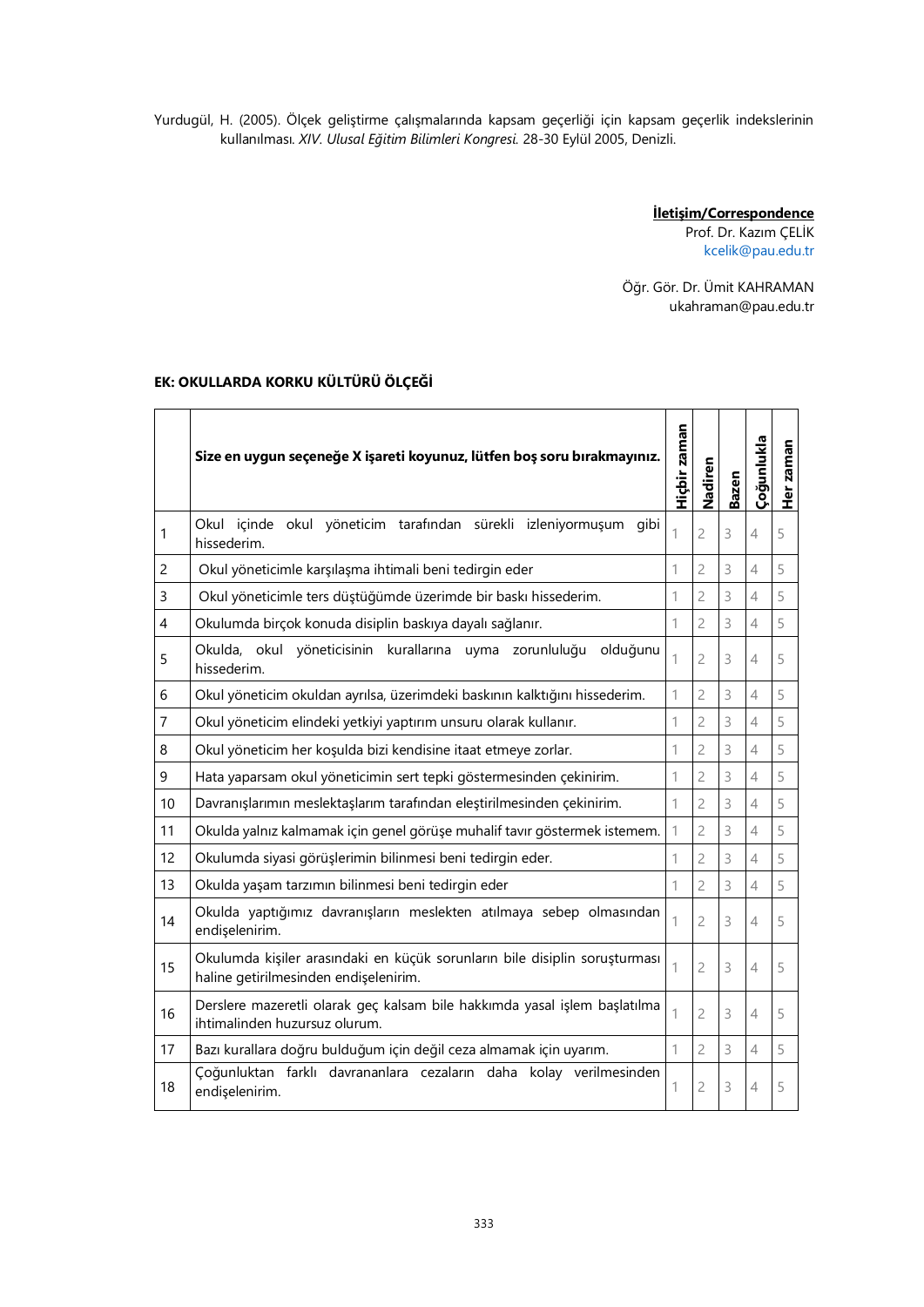Yurdugül, H. (2005). Ölçek geliştirme çalışmalarında kapsam geçerliği için kapsam geçerlik indekslerinin kullanılması. *XIV. Ulusal Eğitim Bilimleri Kongresi.* 28-30 Eylül 2005, Denizli.

**İletişim/Correspondence**
Prof. Dr. Kazım ÇELİK
kcelik@pau.edu.tr

Öğr. Gör. Dr. Ümit KAHRAMAN
ukahraman@pau.edu.tr

**EK: OKULLARDA KORKU KÜLTÜRÜ ÖLÇEĞİ**

| | Size en uygun seçeneğe X işareti koyunuz, lütfen boş soru bırakmayınız. | Hiçbir zaman | Nadiren | Bazen | Çoğunlukla | Her zaman |
|---|---|---|---|---|---|---|
| 1 | Okul içinde okul yöneticim tarafından sürekli izleniyormuşum gibi hissederim. | 1 | 2 | 3 | 4 | 5 |
| 2 | Okul yöneticimle karşılaşma ihtimali beni tedirgin eder | 1 | 2 | 3 | 4 | 5 |
| 3 | Okul yöneticimle ters düştüğümde üzerimde bir baskı hissederim. | 1 | 2 | 3 | 4 | 5 |
| 4 | Okulumda birçok konuda disiplin baskıya dayalı sağlanır. | 1 | 2 | 3 | 4 | 5 |
| 5 | Okulda, okul yöneticisinin kurallarına uyma zorunluluğu olduğunu hissederim. | 1 | 2 | 3 | 4 | 5 |
| 6 | Okul yöneticim okuldan ayrılsa, üzerimdeki baskının kalktığını hissederim. | 1 | 2 | 3 | 4 | 5 |
| 7 | Okul yöneticim elindeki yetkiyi yaptırım unsuru olarak kullanır. | 1 | 2 | 3 | 4 | 5 |
| 8 | Okul yöneticim her koşulda bizi kendisine itaat etmeye zorlar. | 1 | 2 | 3 | 4 | 5 |
| 9 | Hata yaparsam okul yöneticimin sert tepki göstermesinden çekinirim. | 1 | 2 | 3 | 4 | 5 |
| 10 | Davranışlarımın meslektaşlarım tarafından eleştirilmesinden çekinirim. | 1 | 2 | 3 | 4 | 5 |
| 11 | Okulda yalnız kalmamak için genel görüşe muhalif tavır göstermek istemem. | 1 | 2 | 3 | 4 | 5 |
| 12 | Okulumda siyasi görüşlerimin bilinmesi beni tedirgin eder. | 1 | 2 | 3 | 4 | 5 |
| 13 | Okulda yaşam tarzımın bilinmesi beni tedirgin eder | 1 | 2 | 3 | 4 | 5 |
| 14 | Okulda yaptığımız davranışların meslekten atılmaya sebep olmasından endişelenirim. | 1 | 2 | 3 | 4 | 5 |
| 15 | Okulumda kişiler arasındaki en küçük sorunların bile disiplin soruşturması haline getirilmesinden endişelenirim. | 1 | 2 | 3 | 4 | 5 |
| 16 | Derslere mazeretli olarak geç kalsam bile hakkımda yasal işlem başlatılma ihtimalinden huzursuz olurum. | 1 | 2 | 3 | 4 | 5 |
| 17 | Bazı kurallara doğru bulduğum için değil ceza almamak için uyarım. | 1 | 2 | 3 | 4 | 5 |
| 18 | Çoğunluktan farklı davrananlara cezaların daha kolay verilmesinden endişelenirim. | 1 | 2 | 3 | 4 | 5 |